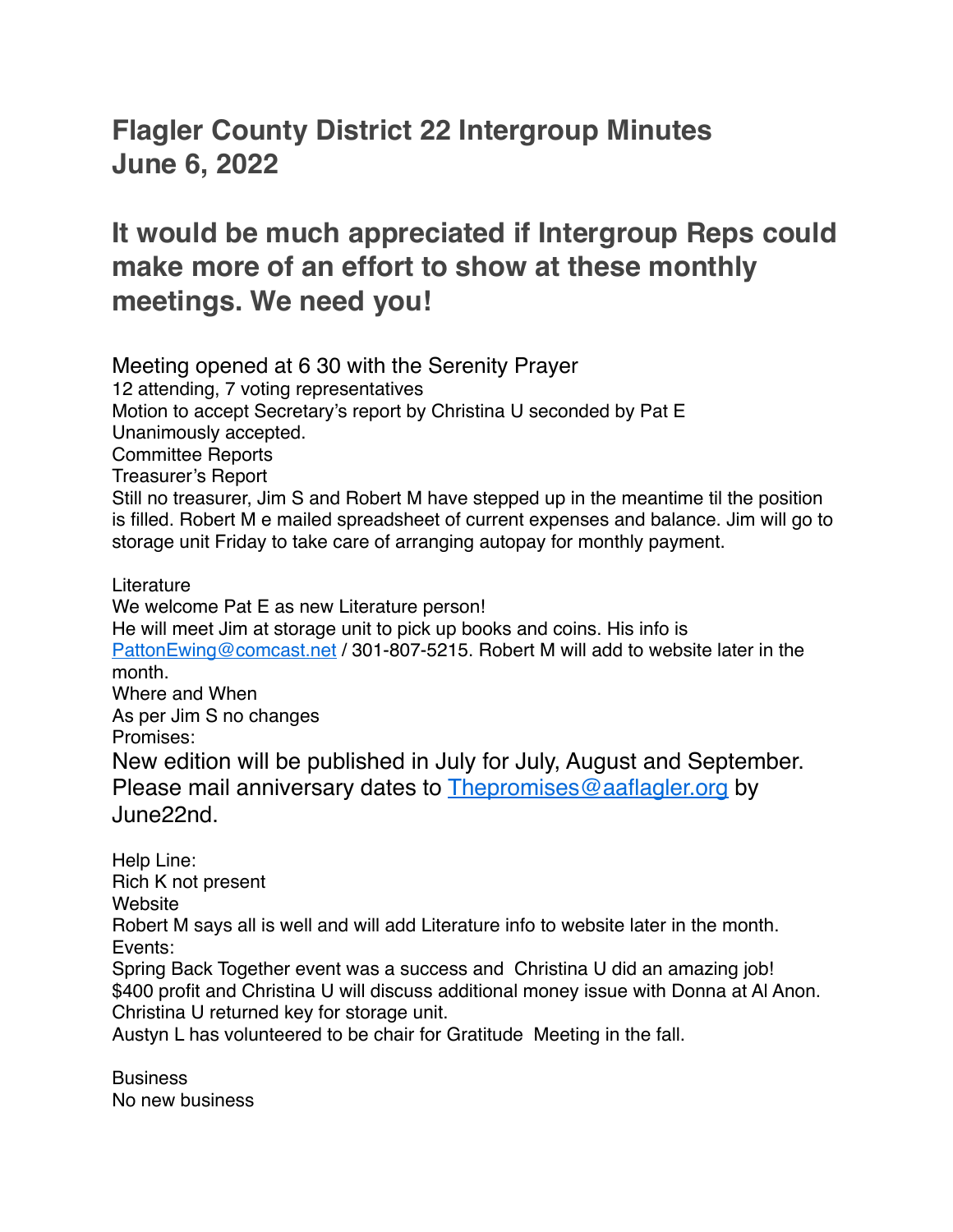# Flagler County District 22 Intergroup Minutes
# June 6, 2022

# It would be much appreciated if Intergroup Reps could make more of an effort to show at these monthly meetings. We need you!

Meeting opened at 6 30 with the Serenity Prayer
12 attending, 7 voting representatives
Motion to accept Secretary's report by Christina U seconded by Pat E
Unanimously accepted.
Committee Reports
Treasurer's Report
Still no treasurer, Jim S and Robert M have stepped up in the meantime til the position is filled. Robert M e mailed spreadsheet of current expenses and balance. Jim will go to storage unit Friday to take care of arranging autopay for monthly payment.

Literature
We welcome Pat E as new Literature person!
He will meet Jim at storage unit to pick up books and coins. His info is PattonEwing@comcast.net / 301-807-5215. Robert M will add to website later in the month.
Where and When
As per Jim S no changes
Promises:
New edition will be published in July for July, August and September. Please mail anniversary dates to Thepromises@aaflagler.org by June22nd.

Help Line:
Rich K not present
Website
Robert M says all is well and will add Literature info to website later in the month.
Events:
Spring Back Together event was a success and Christina U did an amazing job! $400 profit and Christina U will discuss additional money issue with Donna at Al Anon.
Christina U returned key for storage unit.
Austyn L has volunteered to be chair for Gratitude Meeting in the fall.

Business
No new business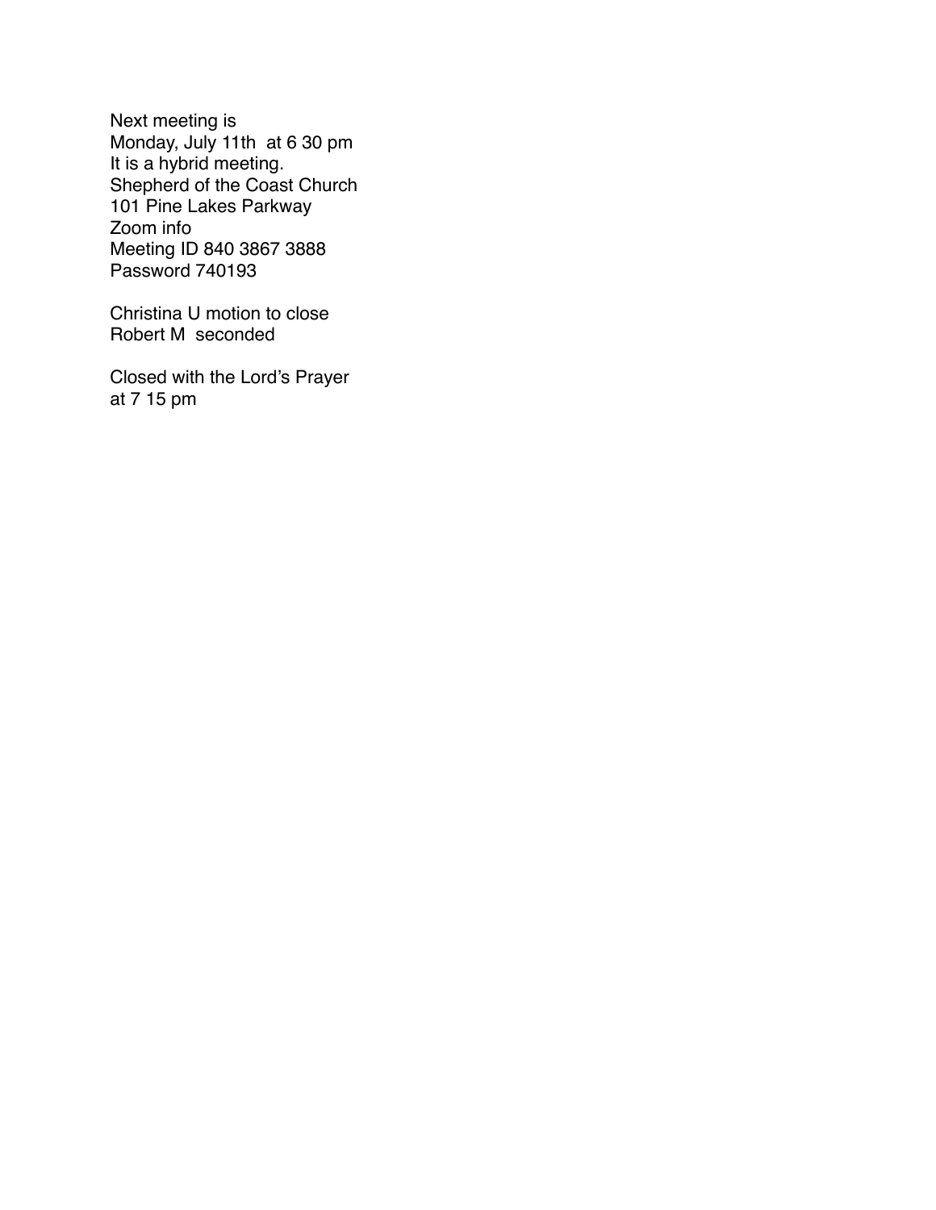Next meeting is
Monday, July 11th at 6 30 pm
It is a hybrid meeting.
Shepherd of the Coast Church
101 Pine Lakes Parkway
Zoom info
Meeting ID 840 3867 3888
Password 740193

Christina U motion to close
Robert M seconded

Closed with the Lord's Prayer
at 7 15 pm